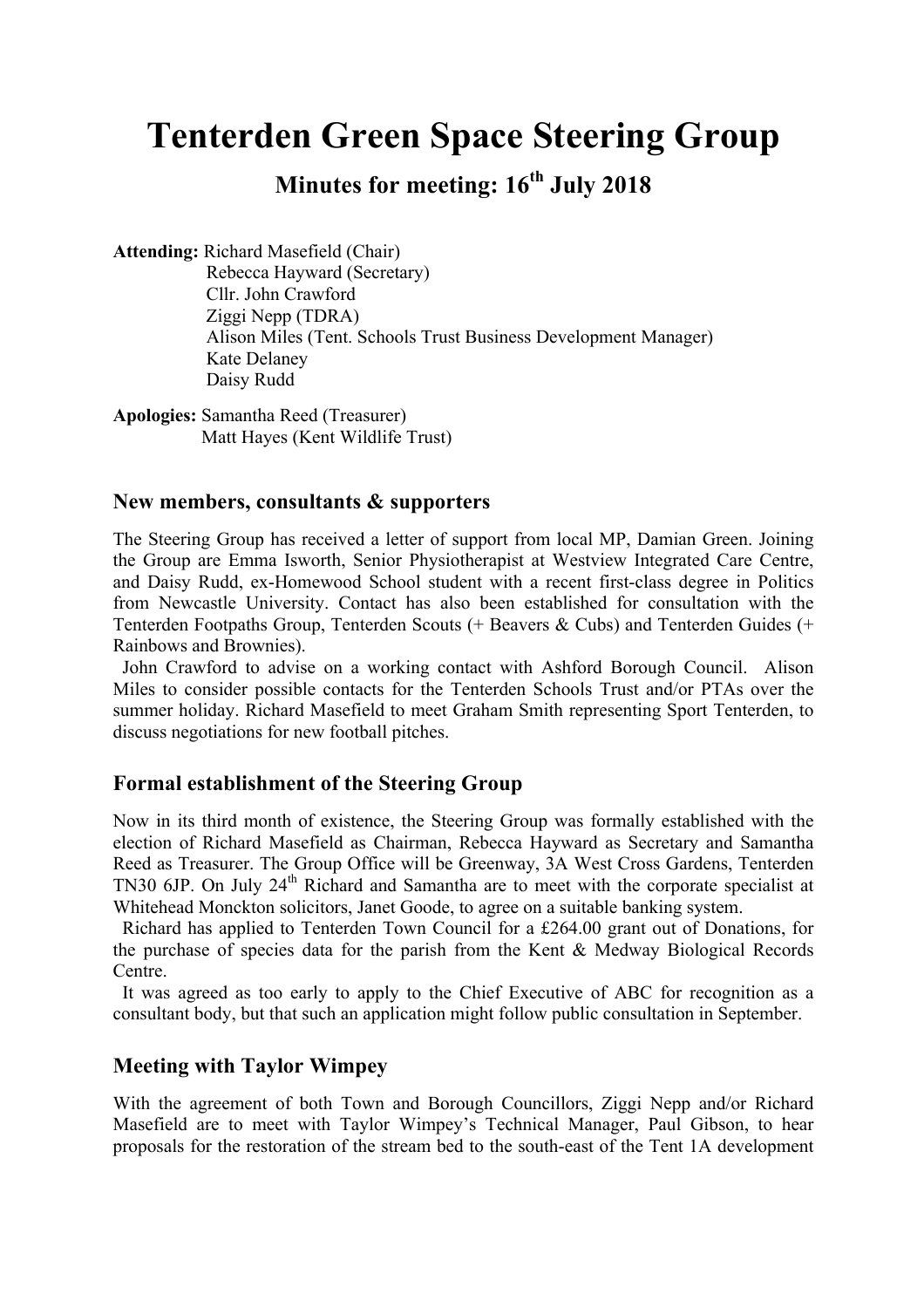# Tenterden Green Space Steering Group

## Minutes for meeting: 16th July 2018

**Attending:** Richard Masefield (Chair)
Rebecca Hayward (Secretary)
Cllr. John Crawford
Ziggi Nepp (TDRA)
Alison Miles (Tent. Schools Trust Business Development Manager)
Kate Delaney
Daisy Rudd

**Apologies:** Samantha Reed (Treasurer)
Matt Hayes (Kent Wildlife Trust)

### New members, consultants & supporters

The Steering Group has received a letter of support from local MP, Damian Green. Joining the Group are Emma Isworth, Senior Physiotherapist at Westview Integrated Care Centre, and Daisy Rudd, ex-Homewood School student with a recent first-class degree in Politics from Newcastle University. Contact has also been established for consultation with the Tenterden Footpaths Group, Tenterden Scouts (+ Beavers & Cubs) and Tenterden Guides (+ Rainbows and Brownies).

John Crawford to advise on a working contact with Ashford Borough Council. Alison Miles to consider possible contacts for the Tenterden Schools Trust and/or PTAs over the summer holiday. Richard Masefield to meet Graham Smith representing Sport Tenterden, to discuss negotiations for new football pitches.

### Formal establishment of the Steering Group

Now in its third month of existence, the Steering Group was formally established with the election of Richard Masefield as Chairman, Rebecca Hayward as Secretary and Samantha Reed as Treasurer. The Group Office will be Greenway, 3A West Cross Gardens, Tenterden TN30 6JP. On July 24th Richard and Samantha are to meet with the corporate specialist at Whitehead Monckton solicitors, Janet Goode, to agree on a suitable banking system.

Richard has applied to Tenterden Town Council for a £264.00 grant out of Donations, for the purchase of species data for the parish from the Kent & Medway Biological Records Centre.

It was agreed as too early to apply to the Chief Executive of ABC for recognition as a consultant body, but that such an application might follow public consultation in September.

### Meeting with Taylor Wimpey

With the agreement of both Town and Borough Councillors, Ziggi Nepp and/or Richard Masefield are to meet with Taylor Wimpey's Technical Manager, Paul Gibson, to hear proposals for the restoration of the stream bed to the south-east of the Tent 1A development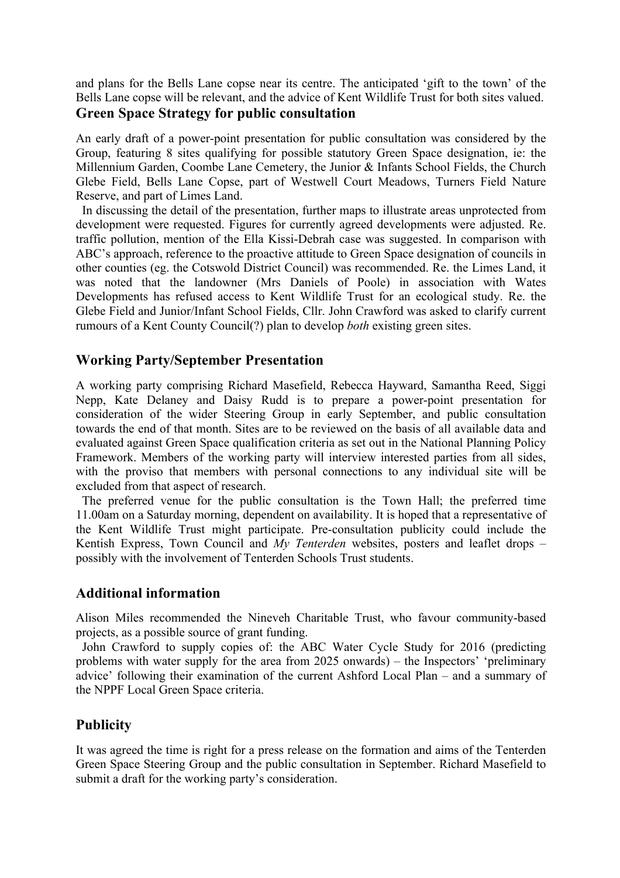and plans for the Bells Lane copse near its centre. The anticipated 'gift to the town' of the Bells Lane copse will be relevant, and the advice of Kent Wildlife Trust for both sites valued.

## Green Space Strategy for public consultation

An early draft of a power-point presentation for public consultation was considered by the Group, featuring 8 sites qualifying for possible statutory Green Space designation, ie: the Millennium Garden, Coombe Lane Cemetery, the Junior & Infants School Fields, the Church Glebe Field, Bells Lane Copse, part of Westwell Court Meadows, Turners Field Nature Reserve, and part of Limes Land.

In discussing the detail of the presentation, further maps to illustrate areas unprotected from development were requested. Figures for currently agreed developments were adjusted. Re. traffic pollution, mention of the Ella Kissi-Debrah case was suggested. In comparison with ABC's approach, reference to the proactive attitude to Green Space designation of councils in other counties (eg. the Cotswold District Council) was recommended. Re. the Limes Land, it was noted that the landowner (Mrs Daniels of Poole) in association with Wates Developments has refused access to Kent Wildlife Trust for an ecological study. Re. the Glebe Field and Junior/Infant School Fields, Cllr. John Crawford was asked to clarify current rumours of a Kent County Council(?) plan to develop *both* existing green sites.

## Working Party/September Presentation

A working party comprising Richard Masefield, Rebecca Hayward, Samantha Reed, Siggi Nepp, Kate Delaney and Daisy Rudd is to prepare a power-point presentation for consideration of the wider Steering Group in early September, and public consultation towards the end of that month. Sites are to be reviewed on the basis of all available data and evaluated against Green Space qualification criteria as set out in the National Planning Policy Framework. Members of the working party will interview interested parties from all sides, with the proviso that members with personal connections to any individual site will be excluded from that aspect of research.

The preferred venue for the public consultation is the Town Hall; the preferred time 11.00am on a Saturday morning, dependent on availability. It is hoped that a representative of the Kent Wildlife Trust might participate. Pre-consultation publicity could include the Kentish Express, Town Council and *My Tenterden* websites, posters and leaflet drops – possibly with the involvement of Tenterden Schools Trust students.

## Additional information

Alison Miles recommended the Nineveh Charitable Trust, who favour community-based projects, as a possible source of grant funding.

John Crawford to supply copies of: the ABC Water Cycle Study for 2016 (predicting problems with water supply for the area from 2025 onwards) – the Inspectors' 'preliminary advice' following their examination of the current Ashford Local Plan – and a summary of the NPPF Local Green Space criteria.

## Publicity

It was agreed the time is right for a press release on the formation and aims of the Tenterden Green Space Steering Group and the public consultation in September. Richard Masefield to submit a draft for the working party's consideration.